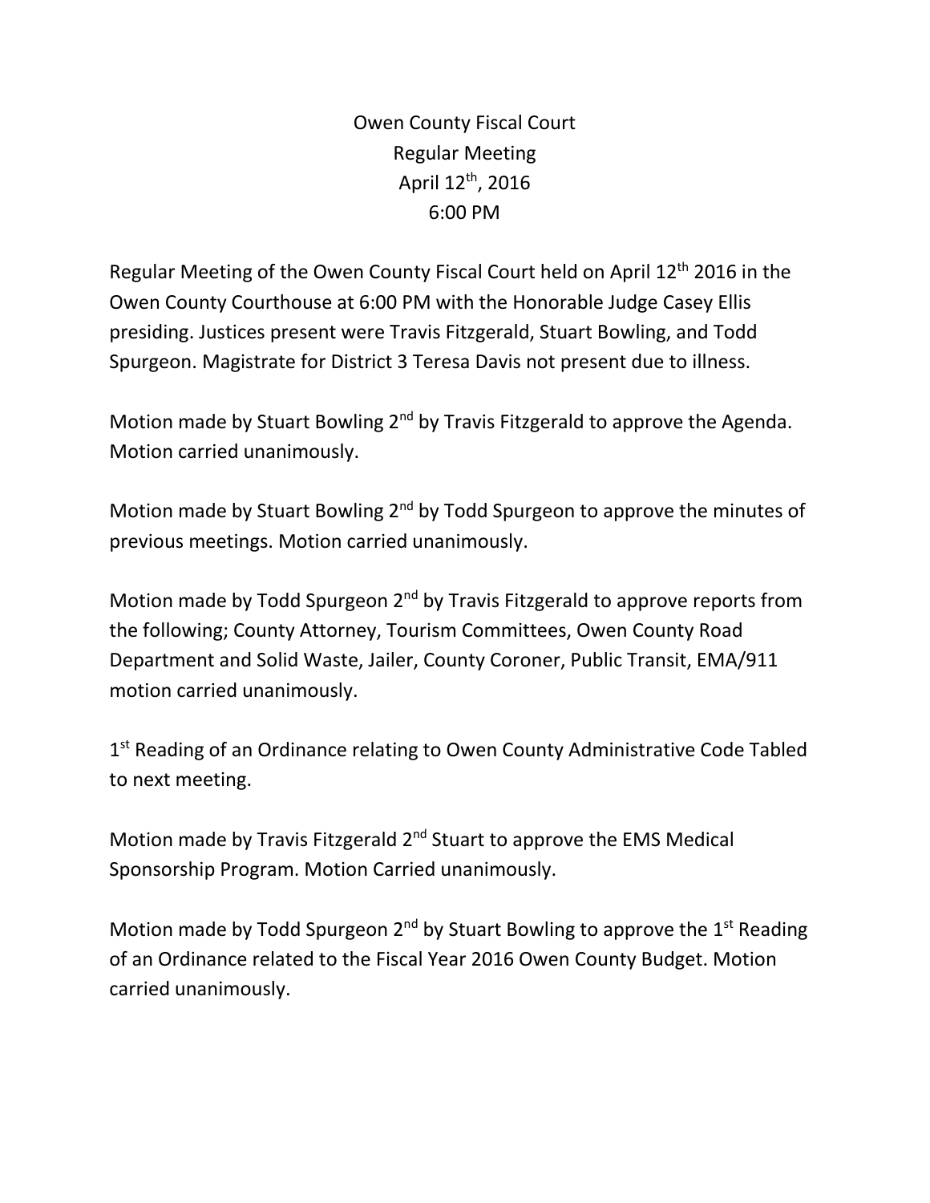# Owen County Fiscal Court
## Regular Meeting
## April 12th, 2016
## 6:00 PM

Regular Meeting of the Owen County Fiscal Court held on April 12th 2016 in the Owen County Courthouse at 6:00 PM with the Honorable Judge Casey Ellis presiding. Justices present were Travis Fitzgerald, Stuart Bowling, and Todd Spurgeon. Magistrate for District 3 Teresa Davis not present due to illness.

Motion made by Stuart Bowling 2nd by Travis Fitzgerald to approve the Agenda. Motion carried unanimously.

Motion made by Stuart Bowling 2nd by Todd Spurgeon to approve the minutes of previous meetings. Motion carried unanimously.

Motion made by Todd Spurgeon 2nd by Travis Fitzgerald to approve reports from the following; County Attorney, Tourism Committees, Owen County Road Department and Solid Waste, Jailer, County Coroner, Public Transit, EMA/911 motion carried unanimously.

1st Reading of an Ordinance relating to Owen County Administrative Code Tabled to next meeting.

Motion made by Travis Fitzgerald 2nd Stuart to approve the EMS Medical Sponsorship Program. Motion Carried unanimously.

Motion made by Todd Spurgeon 2nd by Stuart Bowling to approve the 1st Reading of an Ordinance related to the Fiscal Year 2016 Owen County Budget. Motion carried unanimously.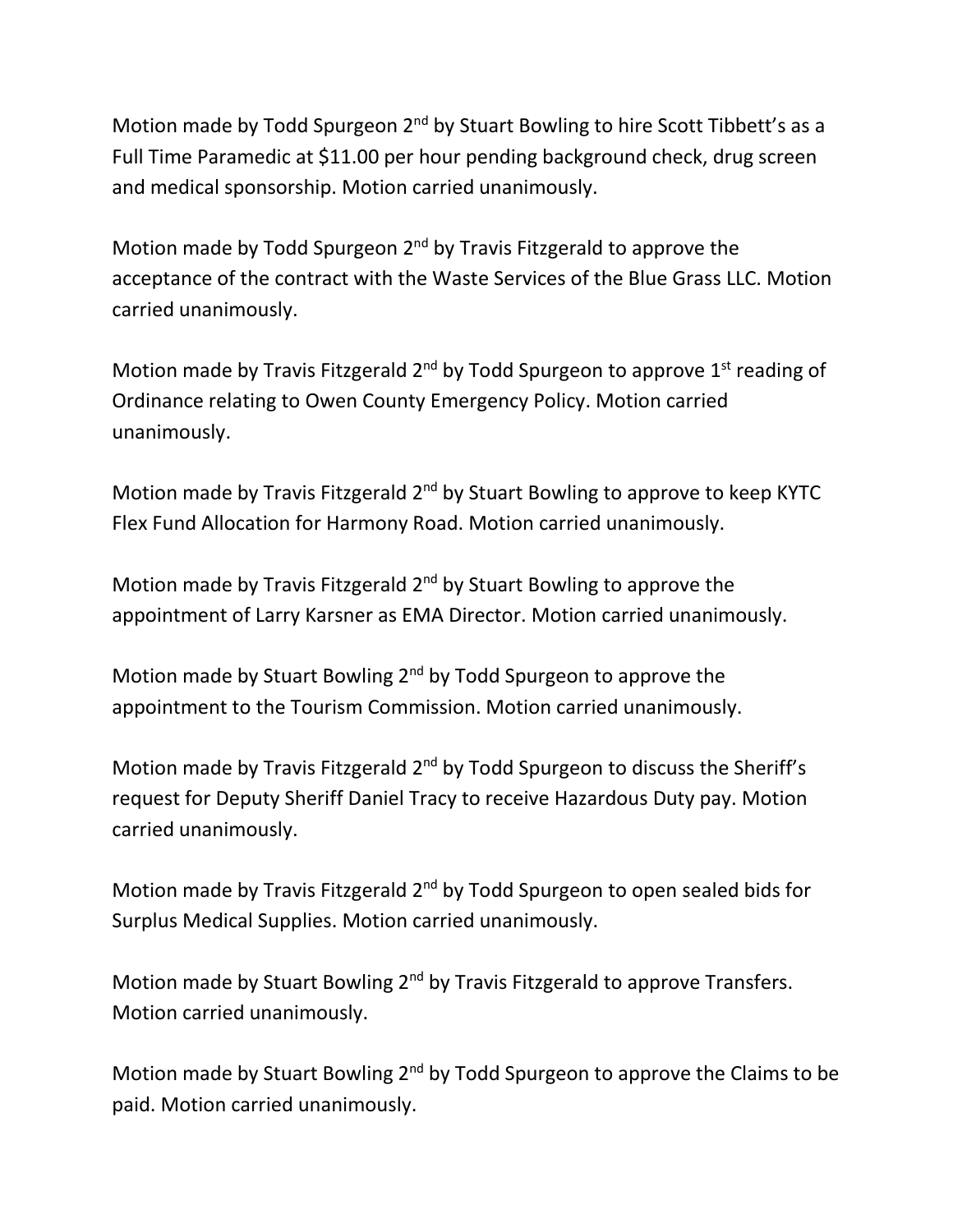Motion made by Todd Spurgeon 2nd by Stuart Bowling to hire Scott Tibbett's as a Full Time Paramedic at $11.00 per hour pending background check, drug screen and medical sponsorship. Motion carried unanimously.

Motion made by Todd Spurgeon 2nd by Travis Fitzgerald to approve the acceptance of the contract with the Waste Services of the Blue Grass LLC. Motion carried unanimously.

Motion made by Travis Fitzgerald 2nd by Todd Spurgeon to approve 1st reading of Ordinance relating to Owen County Emergency Policy. Motion carried unanimously.

Motion made by Travis Fitzgerald 2nd by Stuart Bowling to approve to keep KYTC Flex Fund Allocation for Harmony Road. Motion carried unanimously.

Motion made by Travis Fitzgerald 2nd by Stuart Bowling to approve the appointment of Larry Karsner as EMA Director. Motion carried unanimously.

Motion made by Stuart Bowling 2nd by Todd Spurgeon to approve the appointment to the Tourism Commission. Motion carried unanimously.

Motion made by Travis Fitzgerald 2nd by Todd Spurgeon to discuss the Sheriff's request for Deputy Sheriff Daniel Tracy to receive Hazardous Duty pay. Motion carried unanimously.

Motion made by Travis Fitzgerald 2nd by Todd Spurgeon to open sealed bids for Surplus Medical Supplies. Motion carried unanimously.

Motion made by Stuart Bowling 2nd by Travis Fitzgerald to approve Transfers. Motion carried unanimously.

Motion made by Stuart Bowling 2nd by Todd Spurgeon to approve the Claims to be paid. Motion carried unanimously.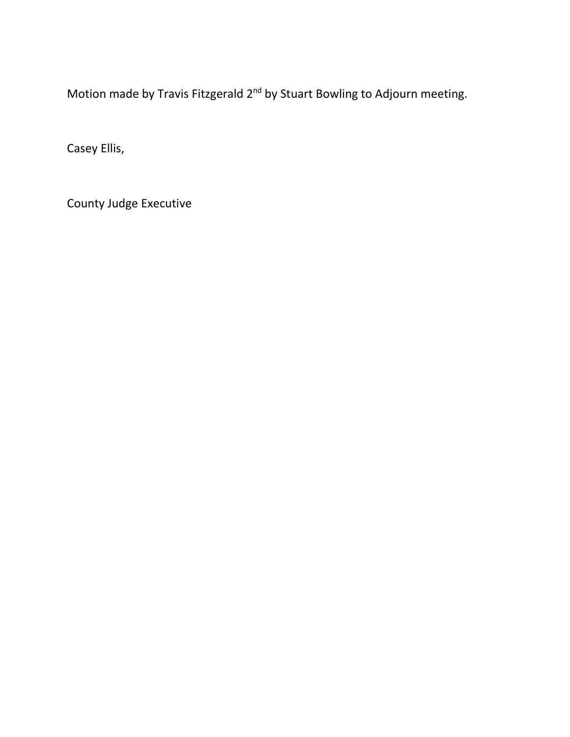Motion made by Travis Fitzgerald 2nd by Stuart Bowling to Adjourn meeting.

Casey Ellis,

County Judge Executive